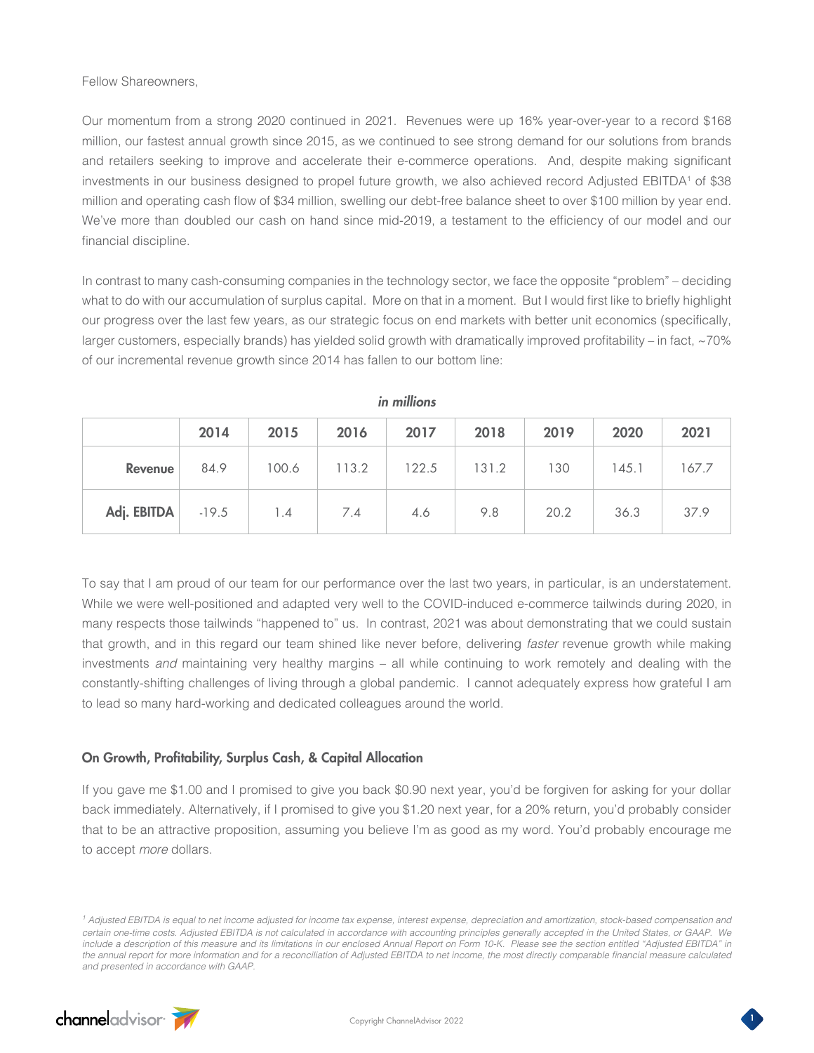Fellow Shareowners,

Our momentum from a strong 2020 continued in 2021. Revenues were up 16% year-over-year to a record $168 million, our fastest annual growth since 2015, as we continued to see strong demand for our solutions from brands and retailers seeking to improve and accelerate their e-commerce operations. And, despite making significant investments in our business designed to propel future growth, we also achieved record Adjusted EBITDA[1] of $38 million and operating cash flow of $34 million, swelling our debt-free balance sheet to over $100 million by year end. We've more than doubled our cash on hand since mid-2019, a testament to the efficiency of our model and our financial discipline.

In contrast to many cash-consuming companies in the technology sector, we face the opposite "problem" – deciding what to do with our accumulation of surplus capital. More on that in a moment. But I would first like to briefly highlight our progress over the last few years, as our strategic focus on end markets with better unit economics (specifically, larger customers, especially brands) has yielded solid growth with dramatically improved profitability – in fact, ~70% of our incremental revenue growth since 2014 has fallen to our bottom line:

*in millions*

| | 2014 | 2015 | 2016 | 2017 | 2018 | 2019 | 2020 | 2021 |
|---|---|---|---|---|---|---|---|---|
| **Revenue** | 84.9 | 100.6 | 113.2 | 122.5 | 131.2 | 130 | 145.1 | 167.7 |
| **Adj. EBITDA** | -19.5 | 1.4 | 7.4 | 4.6 | 9.8 | 20.2 | 36.3 | 37.9 |

To say that I am proud of our team for our performance over the last two years, in particular, is an understatement. While we were well-positioned and adapted very well to the COVID-induced e-commerce tailwinds during 2020, in many respects those tailwinds "happened to" us. In contrast, 2021 was about demonstrating that we could sustain that growth, and in this regard our team shined like never before, delivering *faster* revenue growth while making investments *and* maintaining very healthy margins – all while continuing to work remotely and dealing with the constantly-shifting challenges of living through a global pandemic. I cannot adequately express how grateful I am to lead so many hard-working and dedicated colleagues around the world.

### On Growth, Profitability, Surplus Cash, & Capital Allocation

If you gave me $1.00 and I promised to give you back $0.90 next year, you'd be forgiven for asking for your dollar back immediately. Alternatively, if I promised to give you $1.20 next year, for a 20% return, you'd probably consider that to be an attractive proposition, assuming you believe I'm as good as my word. You'd probably encourage me to accept *more* dollars.

*[1] Adjusted EBITDA is equal to net income adjusted for income tax expense, interest expense, depreciation and amortization, stock-based compensation and certain one-time costs. Adjusted EBITDA is not calculated in accordance with accounting principles generally accepted in the United States, or GAAP. We include a description of this measure and its limitations in our enclosed Annual Report on Form 10-K. Please see the section entitled "Adjusted EBITDA" in the annual report for more information and for a reconciliation of Adjusted EBITDA to net income, the most directly comparable financial measure calculated and presented in accordance with GAAP.*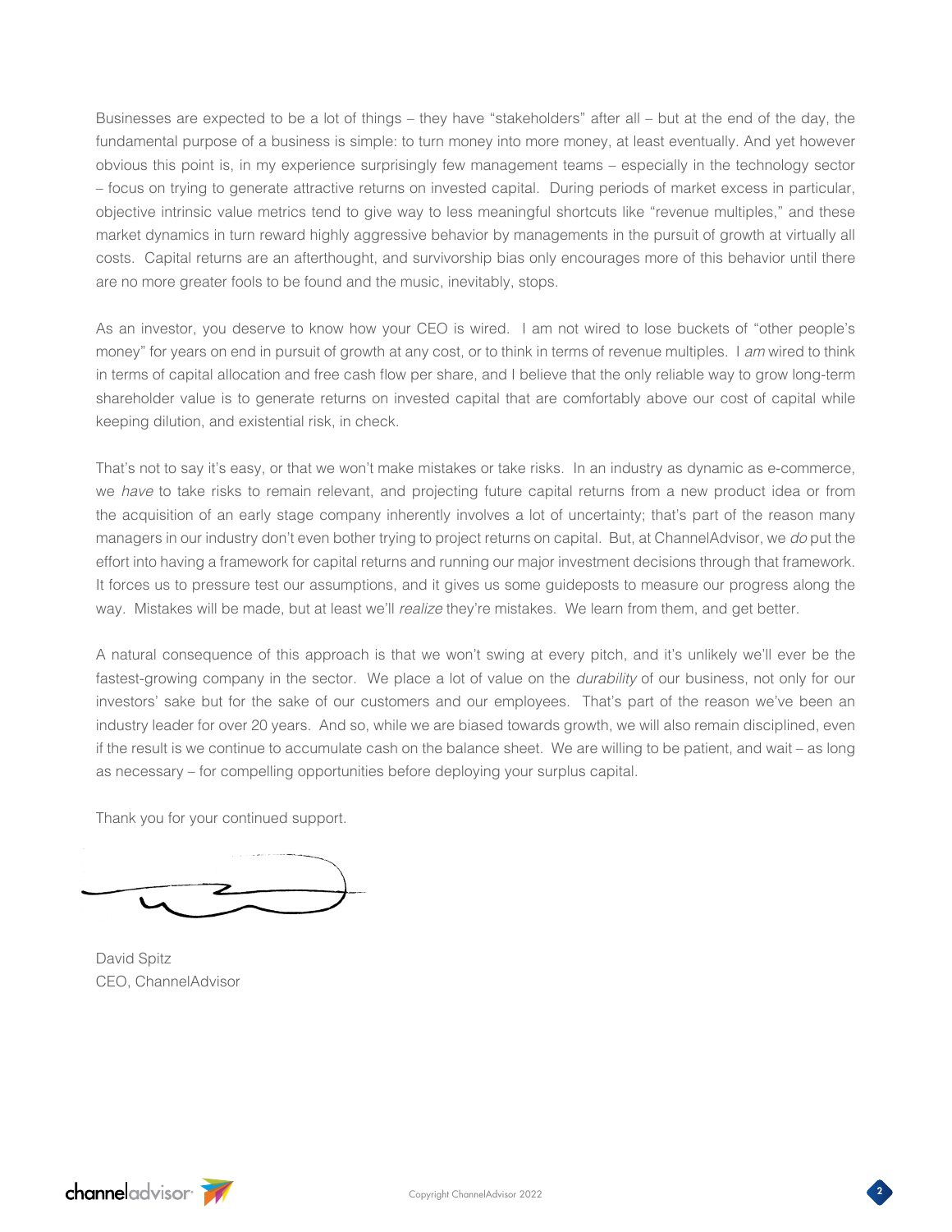Businesses are expected to be a lot of things – they have "stakeholders" after all – but at the end of the day, the fundamental purpose of a business is simple: to turn money into more money, at least eventually. And yet however obvious this point is, in my experience surprisingly few management teams – especially in the technology sector – focus on trying to generate attractive returns on invested capital. During periods of market excess in particular, objective intrinsic value metrics tend to give way to less meaningful shortcuts like "revenue multiples," and these market dynamics in turn reward highly aggressive behavior by managements in the pursuit of growth at virtually all costs. Capital returns are an afterthought, and survivorship bias only encourages more of this behavior until there are no more greater fools to be found and the music, inevitably, stops.

As an investor, you deserve to know how your CEO is wired. I am not wired to lose buckets of "other people's money" for years on end in pursuit of growth at any cost, or to think in terms of revenue multiples. I *am* wired to think in terms of capital allocation and free cash flow per share, and I believe that the only reliable way to grow long-term shareholder value is to generate returns on invested capital that are comfortably above our cost of capital while keeping dilution, and existential risk, in check.

That's not to say it's easy, or that we won't make mistakes or take risks. In an industry as dynamic as e-commerce, we *have* to take risks to remain relevant, and projecting future capital returns from a new product idea or from the acquisition of an early stage company inherently involves a lot of uncertainty; that's part of the reason many managers in our industry don't even bother trying to project returns on capital. But, at ChannelAdvisor, we *do* put the effort into having a framework for capital returns and running our major investment decisions through that framework. It forces us to pressure test our assumptions, and it gives us some guideposts to measure our progress along the way. Mistakes will be made, but at least we'll *realize* they're mistakes. We learn from them, and get better.

A natural consequence of this approach is that we won't swing at every pitch, and it's unlikely we'll ever be the fastest-growing company in the sector. We place a lot of value on the *durability* of our business, not only for our investors' sake but for the sake of our customers and our employees. That's part of the reason we've been an industry leader for over 20 years. And so, while we are biased towards growth, we will also remain disciplined, even if the result is we continue to accumulate cash on the balance sheet. We are willing to be patient, and wait – as long as necessary – for compelling opportunities before deploying your surplus capital.

Thank you for your continued support.

David Spitz
CEO, ChannelAdvisor